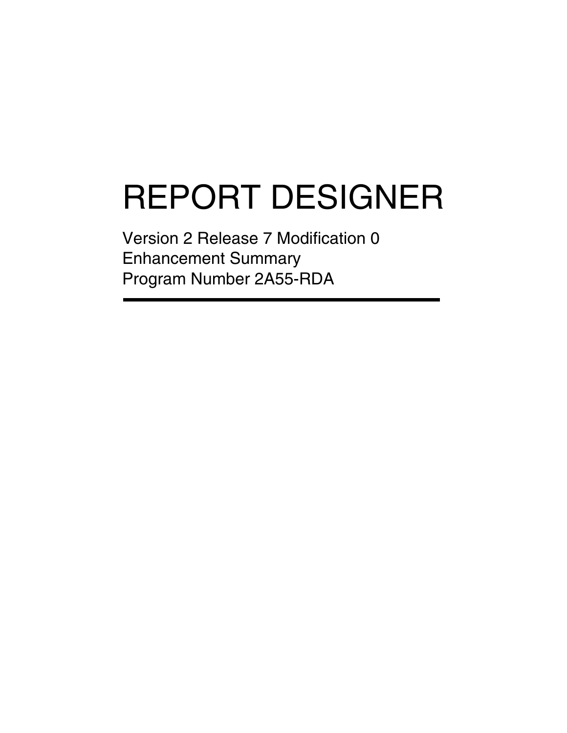# REPORT DESIGNER

Version 2 Release 7 Modification 0
Enhancement Summary
Program Number 2A55-RDA

---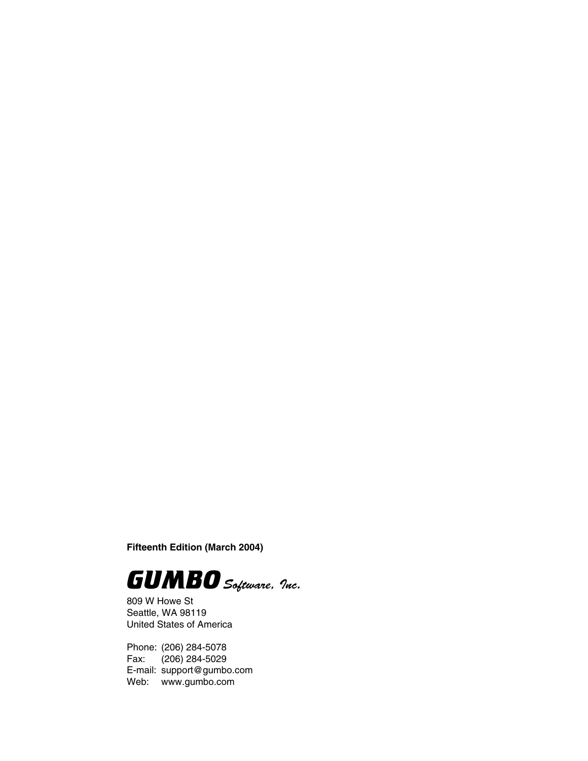**Fifteenth Edition (March 2004)**

***GUMBO*** *Software, Inc.*

809 W Howe St
Seattle, WA 98119
United States of America

Phone: (206) 284-5078
Fax: (206) 284-5029
E-mail: support@gumbo.com
Web: www.gumbo.com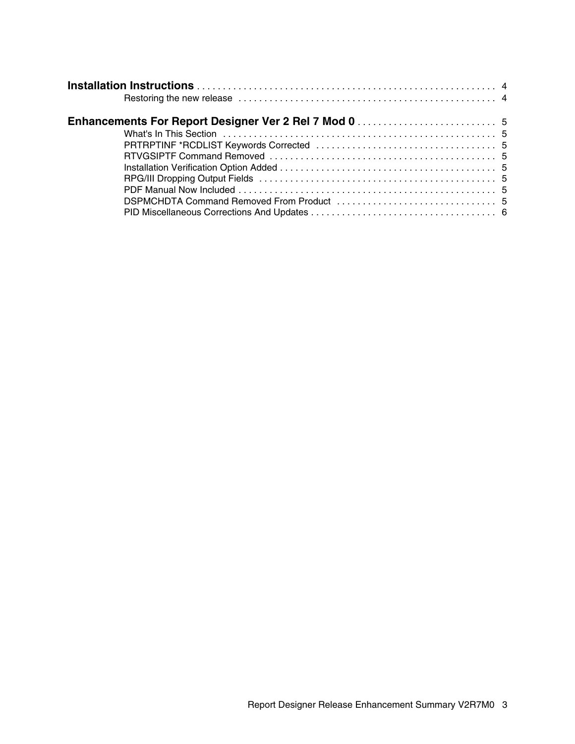**Installation Instructions** . . . . . . . . . . . . . . . . . . . . . . . . . . . . . . . . . . . . . . . . . . . . . . . . . . . . . . . . 4

Restoring the new release . . . . . . . . . . . . . . . . . . . . . . . . . . . . . . . . . . . . . . . . . . . . . . . . . . 4

**Enhancements For Report Designer Ver 2 Rel 7 Mod 0** . . . . . . . . . . . . . . . . . . . . . . . . . . . 5

What's In This Section . . . . . . . . . . . . . . . . . . . . . . . . . . . . . . . . . . . . . . . . . . . . . . . . . . . . . 5

PRTRPTINF *RCDLIST Keywords Corrected . . . . . . . . . . . . . . . . . . . . . . . . . . . . . . . . . . . 5

RTVGSIPTF Command Removed . . . . . . . . . . . . . . . . . . . . . . . . . . . . . . . . . . . . . . . . . . . . 5

Installation Verification Option Added . . . . . . . . . . . . . . . . . . . . . . . . . . . . . . . . . . . . . . . . . . . 5

RPG/III Dropping Output Fields . . . . . . . . . . . . . . . . . . . . . . . . . . . . . . . . . . . . . . . . . . . . . . . 5

PDF Manual Now Included . . . . . . . . . . . . . . . . . . . . . . . . . . . . . . . . . . . . . . . . . . . . . . . . . . . 5

DSPMCHDTA Command Removed From Product . . . . . . . . . . . . . . . . . . . . . . . . . . . . . . . 5

PID Miscellaneous Corrections And Updates . . . . . . . . . . . . . . . . . . . . . . . . . . . . . . . . . . . . 6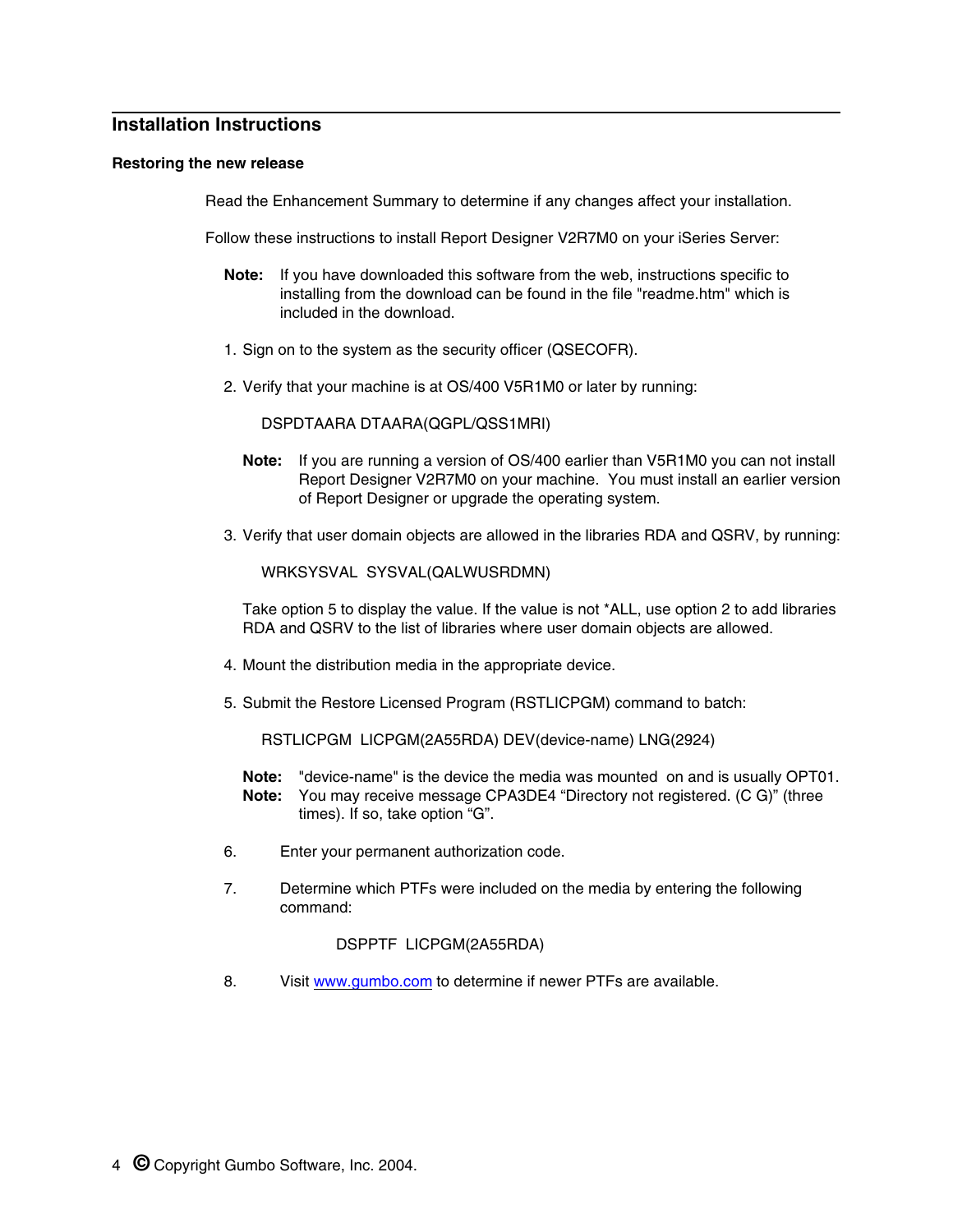## Installation Instructions

### Restoring the new release

Read the Enhancement Summary to determine if any changes affect your installation.

Follow these instructions to install Report Designer V2R7M0 on your iSeries Server:

**Note:** If you have downloaded this software from the web, instructions specific to installing from the download can be found in the file "readme.htm" which is included in the download.

1. Sign on to the system as the security officer (QSECOFR).

2. Verify that your machine is at OS/400 V5R1M0 or later by running:

   ```
   DSPDTAARA DTAARA(QGPL/QSS1MRI)
   ```

   **Note:** If you are running a version of OS/400 earlier than V5R1M0 you can not install Report Designer V2R7M0 on your machine. You must install an earlier version of Report Designer or upgrade the operating system.

3. Verify that user domain objects are allowed in the libraries RDA and QSRV, by running:

   ```
   WRKSYSVAL  SYSVAL(QALWUSRDMN)
   ```

   Take option 5 to display the value. If the value is not *ALL, use option 2 to add libraries RDA and QSRV to the list of libraries where user domain objects are allowed.

4. Mount the distribution media in the appropriate device.

5. Submit the Restore Licensed Program (RSTLICPGM) command to batch:

   ```
   RSTLICPGM  LICPGM(2A55RDA) DEV(device-name) LNG(2924)
   ```

   **Note:** "device-name" is the device the media was mounted on and is usually OPT01.
   **Note:** You may receive message CPA3DE4 “Directory not registered. (C G)” (three times). If so, take option “G”.

6. Enter your permanent authorization code.

7. Determine which PTFs were included on the media by entering the following command:

   ```
   DSPPTF  LICPGM(2A55RDA)
   ```

8. Visit [www.gumbo.com](http://www.gumbo.com) to determine if newer PTFs are available.

© Copyright Gumbo Software, Inc. 2004.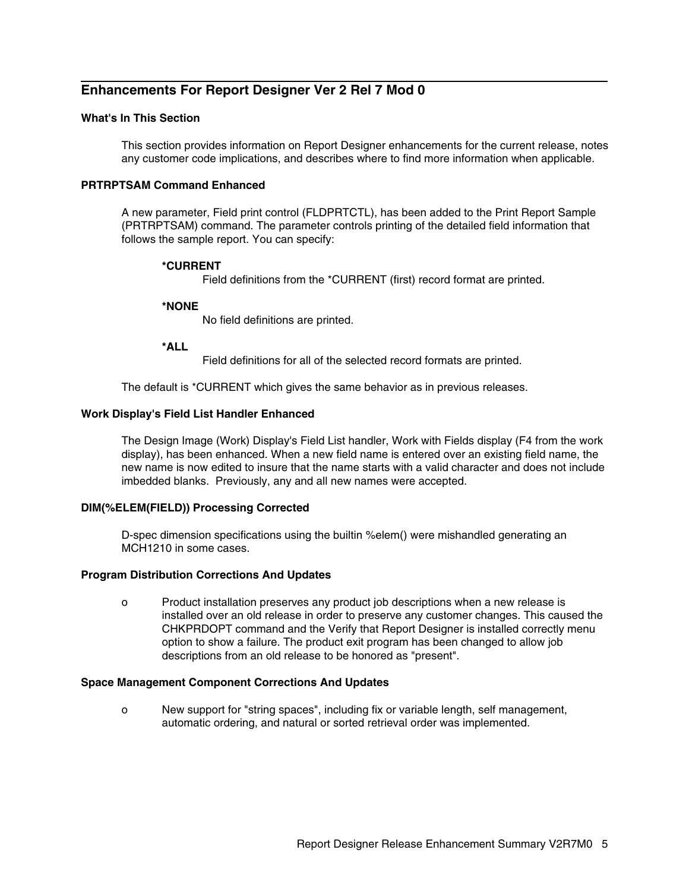## Enhancements For Report Designer Ver 2 Rel 7 Mod 0

### What's In This Section

This section provides information on Report Designer enhancements for the current release, notes any customer code implications, and describes where to find more information when applicable.

### PRTRPTSAM Command Enhanced

A new parameter, Field print control (FLDPRTCTL), has been added to the Print Report Sample (PRTRPTSAM) command. The parameter controls printing of the detailed field information that follows the sample report. You can specify:

**\*CURRENT**
Field definitions from the *CURRENT (first) record format are printed.

**\*NONE**
No field definitions are printed.

**\*ALL**
Field definitions for all of the selected record formats are printed.

The default is *CURRENT which gives the same behavior as in previous releases.

### Work Display's Field List Handler Enhanced

The Design Image (Work) Display's Field List handler, Work with Fields display (F4 from the work display), has been enhanced. When a new field name is entered over an existing field name, the new name is now edited to insure that the name starts with a valid character and does not include imbedded blanks. Previously, any and all new names were accepted.

### DIM(%ELEM(FIELD)) Processing Corrected

D-spec dimension specifications using the builtin %elem() were mishandled generating an MCH1210 in some cases.

### Program Distribution Corrections And Updates

- Product installation preserves any product job descriptions when a new release is installed over an old release in order to preserve any customer changes. This caused the CHKPRDOPT command and the Verify that Report Designer is installed correctly menu option to show a failure. The product exit program has been changed to allow job descriptions from an old release to be honored as "present".

### Space Management Component Corrections And Updates

- New support for "string spaces", including fix or variable length, self management, automatic ordering, and natural or sorted retrieval order was implemented.